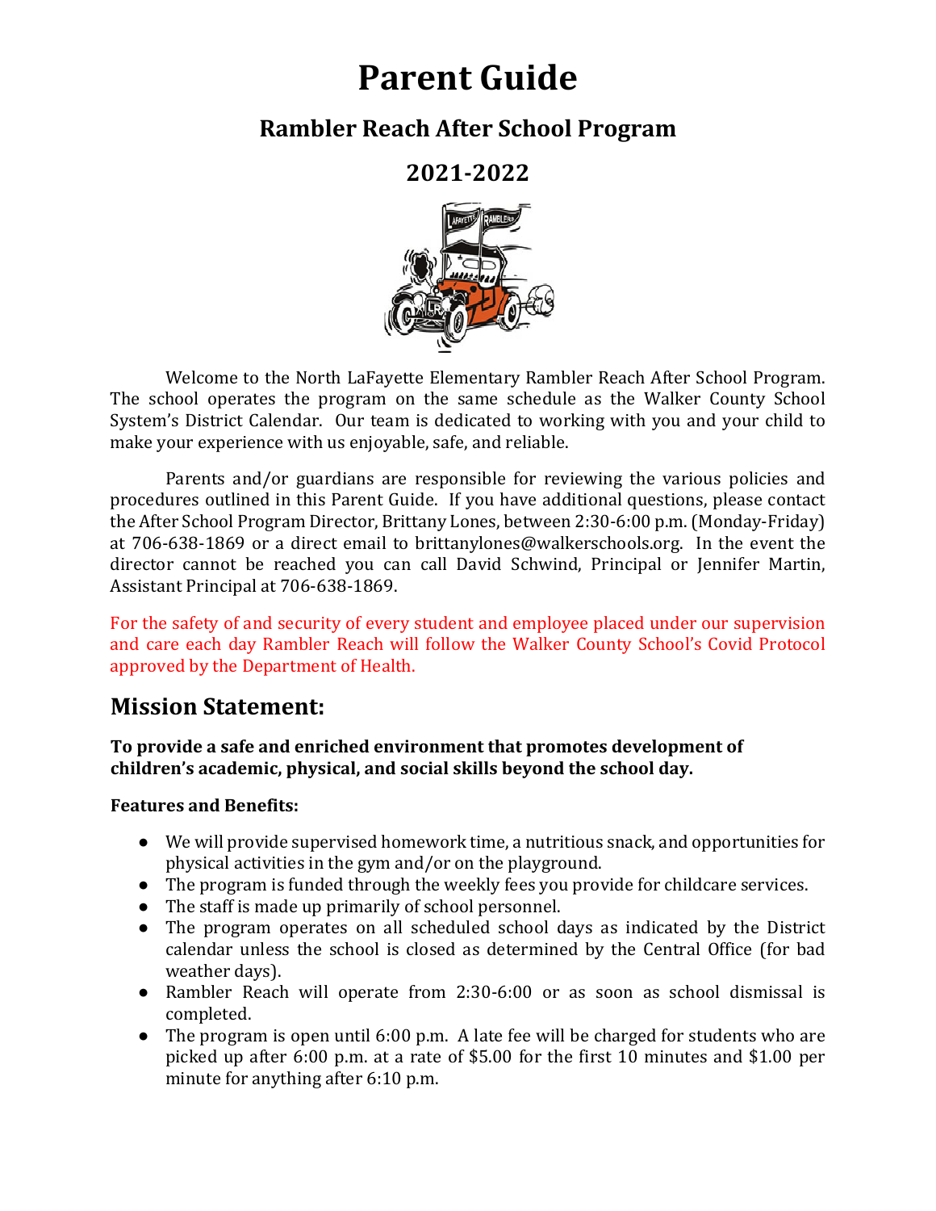# Parent Guide

## Rambler Reach After School Program

## 2021-2022

Welcome to the North LaFayette Elementary Rambler Reach After School Program. The school operates the program on the same schedule as the Walker County School System's District Calendar. Our team is dedicated to working with you and your child to make your experience with us enjoyable, safe, and reliable.

Parents and/or guardians are responsible for reviewing the various policies and procedures outlined in this Parent Guide. If you have additional questions, please contact the After School Program Director, Brittany Lones, between 2:30-6:00 p.m. (Monday-Friday) at 706-638-1869 or a direct email to brittanylones@walkerschools.org. In the event the director cannot be reached you can call David Schwind, Principal or Jennifer Martin, Assistant Principal at 706-638-1869.

For the safety of and security of every student and employee placed under our supervision and care each day Rambler Reach will follow the Walker County School's Covid Protocol approved by the Department of Health.

## Mission Statement:

**To provide a safe and enriched environment that promotes development of children's academic, physical, and social skills beyond the school day.**

**Features and Benefits:**

- We will provide supervised homework time, a nutritious snack, and opportunities for physical activities in the gym and/or on the playground.
- The program is funded through the weekly fees you provide for childcare services.
- The staff is made up primarily of school personnel.
- The program operates on all scheduled school days as indicated by the District calendar unless the school is closed as determined by the Central Office (for bad weather days).
- Rambler Reach will operate from 2:30-6:00 or as soon as school dismissal is completed.
- The program is open until 6:00 p.m. A late fee will be charged for students who are picked up after 6:00 p.m. at a rate of $5.00 for the first 10 minutes and $1.00 per minute for anything after 6:10 p.m.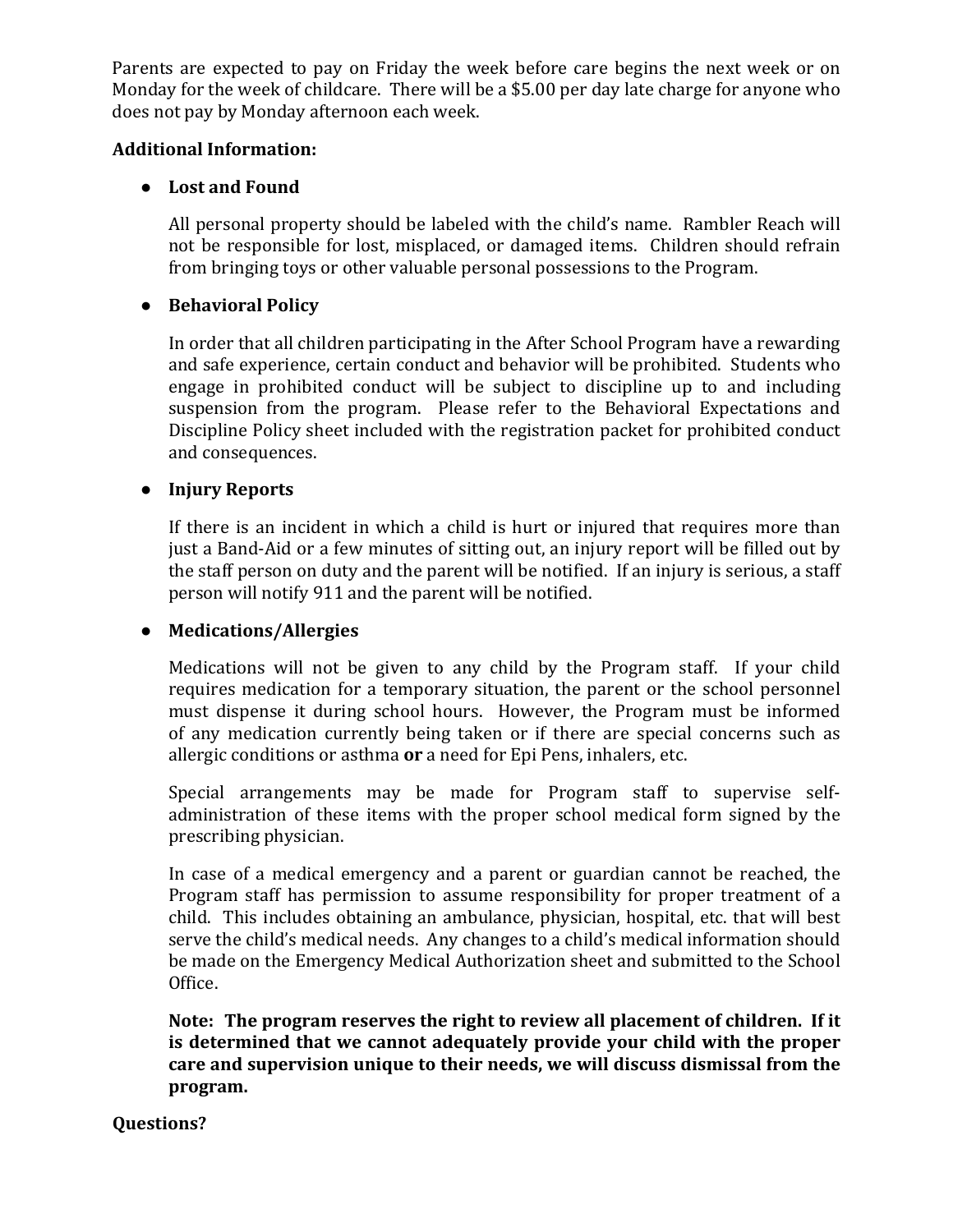Parents are expected to pay on Friday the week before care begins the next week or on Monday for the week of childcare. There will be a $5.00 per day late charge for anyone who does not pay by Monday afternoon each week.

**Additional Information:**

- **Lost and Found**

  All personal property should be labeled with the child's name. Rambler Reach will not be responsible for lost, misplaced, or damaged items. Children should refrain from bringing toys or other valuable personal possessions to the Program.

- **Behavioral Policy**

  In order that all children participating in the After School Program have a rewarding and safe experience, certain conduct and behavior will be prohibited. Students who engage in prohibited conduct will be subject to discipline up to and including suspension from the program. Please refer to the Behavioral Expectations and Discipline Policy sheet included with the registration packet for prohibited conduct and consequences.

- **Injury Reports**

  If there is an incident in which a child is hurt or injured that requires more than just a Band-Aid or a few minutes of sitting out, an injury report will be filled out by the staff person on duty and the parent will be notified. If an injury is serious, a staff person will notify 911 and the parent will be notified.

- **Medications/Allergies**

  Medications will not be given to any child by the Program staff. If your child requires medication for a temporary situation, the parent or the school personnel must dispense it during school hours. However, the Program must be informed of any medication currently being taken or if there are special concerns such as allergic conditions or asthma **or** a need for Epi Pens, inhalers, etc.

  Special arrangements may be made for Program staff to supervise self-administration of these items with the proper school medical form signed by the prescribing physician.

  In case of a medical emergency and a parent or guardian cannot be reached, the Program staff has permission to assume responsibility for proper treatment of a child. This includes obtaining an ambulance, physician, hospital, etc. that will best serve the child's medical needs. Any changes to a child's medical information should be made on the Emergency Medical Authorization sheet and submitted to the School Office.

  **Note: The program reserves the right to review all placement of children. If it is determined that we cannot adequately provide your child with the proper care and supervision unique to their needs, we will discuss dismissal from the program.**

**Questions?**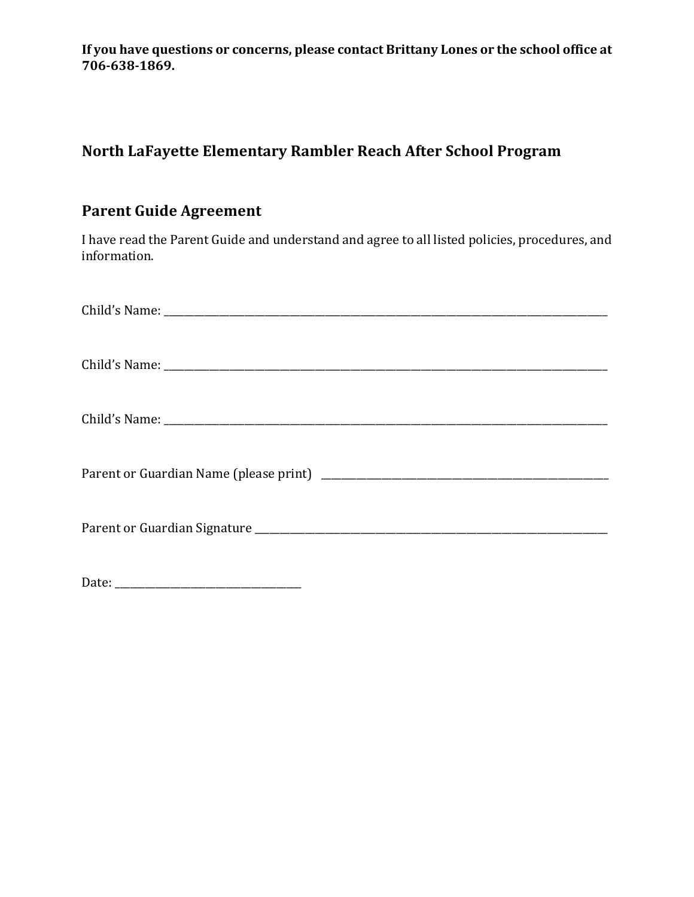**If you have questions or concerns, please contact Brittany Lones or the school office at 706-638-1869.**

## North LaFayette Elementary Rambler Reach After School Program

## Parent Guide Agreement

I have read the Parent Guide and understand and agree to all listed policies, procedures, and information.

Child's Name: ___________________________________________________________________________________

Child's Name: ___________________________________________________________________________________

Child's Name: ___________________________________________________________________________________

Parent or Guardian Name (please print) _____________________________________________________

Parent or Guardian Signature ____________________________________________________________________

Date: ___________________________________